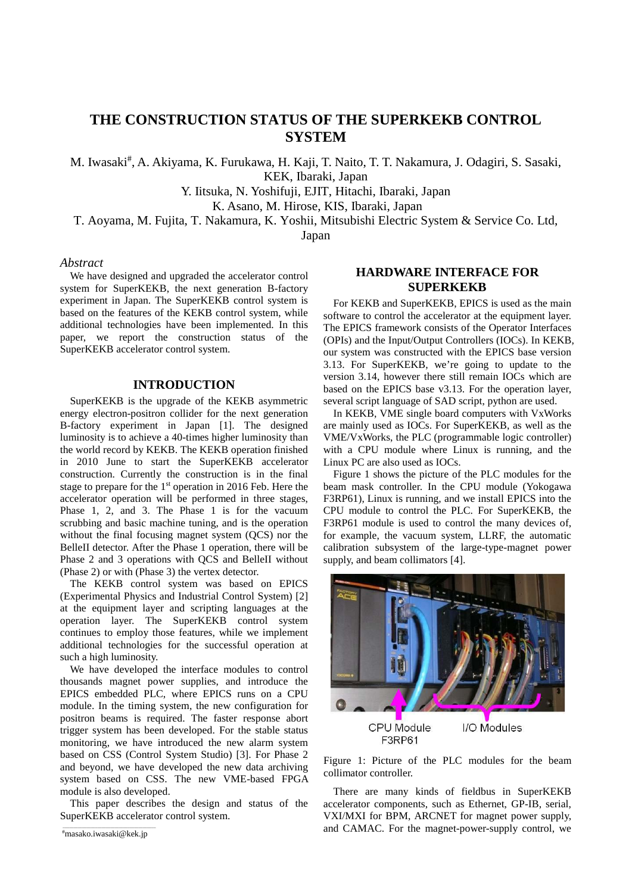# THE CONSTRUCTION STATUS OF THE SUPERKEKB CONTROL SYSTEM

M. Iwasaki#, A. Akiyama, K. Furukawa, H. Kaji, T. Naito, T. T. Nakamura, J. Odagiri, S. Sasaki, KEK, Ibaraki, Japan

Y. Iitsuka, N. Yoshifuji, EJIT, Hitachi, Ibaraki, Japan

K. Asano, M. Hirose, KIS, Ibaraki, Japan

T. Aoyama, M. Fujita, T. Nakamura, K. Yoshii, Mitsubishi Electric System & Service Co. Ltd, Japan

## *Abstract*

We have designed and upgraded the accelerator control system for SuperKEKB, the next generation B-factory experiment in Japan. The SuperKEKB control system is based on the features of the KEKB control system, while additional technologies have been implemented. In this paper, we report the construction status of the SuperKEKB accelerator control system.

## INTRODUCTION

SuperKEKB is the upgrade of the KEKB asymmetric energy electron-positron collider for the next generation B-factory experiment in Japan [1]. The designed luminosity is to achieve a 40-times higher luminosity than the world record by KEKB. The KEKB operation finished in 2010 June to start the SuperKEKB accelerator construction. Currently the construction is in the final stage to prepare for the 1st operation in 2016 Feb. Here the accelerator operation will be performed in three stages, Phase 1, 2, and 3. The Phase 1 is for the vacuum scrubbing and basic machine tuning, and is the operation without the final focusing magnet system (QCS) nor the BelleII detector. After the Phase 1 operation, there will be Phase 2 and 3 operations with QCS and BelleII without (Phase 2) or with (Phase 3) the vertex detector.

The KEKB control system was based on EPICS (Experimental Physics and Industrial Control System) [2] at the equipment layer and scripting languages at the operation layer. The SuperKEKB control system continues to employ those features, while we implement additional technologies for the successful operation at such a high luminosity.

We have developed the interface modules to control thousands magnet power supplies, and introduce the EPICS embedded PLC, where EPICS runs on a CPU module. In the timing system, the new configuration for positron beams is required. The faster response abort trigger system has been developed. For the stable status monitoring, we have introduced the new alarm system based on CSS (Control System Studio) [3]. For Phase 2 and beyond, we have developed the new data archiving system based on CSS. The new VME-based FPGA module is also developed.

This paper describes the design and status of the SuperKEKB accelerator control system.

#masako.iwasaki@kek.jp

## HARDWARE INTERFACE FOR SUPERKEKB

For KEKB and SuperKEKB, EPICS is used as the main software to control the accelerator at the equipment layer. The EPICS framework consists of the Operator Interfaces (OPIs) and the Input/Output Controllers (IOCs). In KEKB, our system was constructed with the EPICS base version 3.13. For SuperKEKB, we're going to update to the version 3.14, however there still remain IOCs which are based on the EPICS base v3.13. For the operation layer, several script language of SAD script, python are used.

In KEKB, VME single board computers with VxWorks are mainly used as IOCs. For SuperKEKB, as well as the VME/VxWorks, the PLC (programmable logic controller) with a CPU module where Linux is running, and the Linux PC are also used as IOCs.

Figure 1 shows the picture of the PLC modules for the beam mask controller. In the CPU module (Yokogawa F3RP61), Linux is running, and we install EPICS into the CPU module to control the PLC. For SuperKEKB, the F3RP61 module is used to control the many devices of, for example, the vacuum system, LLRF, the automatic calibration subsystem of the large-type-magnet power supply, and beam collimators [4].

CPU Module F3RP61 &nbsp;&nbsp; I/O Modules

Figure 1: Picture of the PLC modules for the beam collimator controller.

There are many kinds of fieldbus in SuperKEKB accelerator components, such as Ethernet, GP-IB, serial, VXI/MXI for BPM, ARCNET for magnet power supply, and CAMAC. For the magnet-power-supply control, we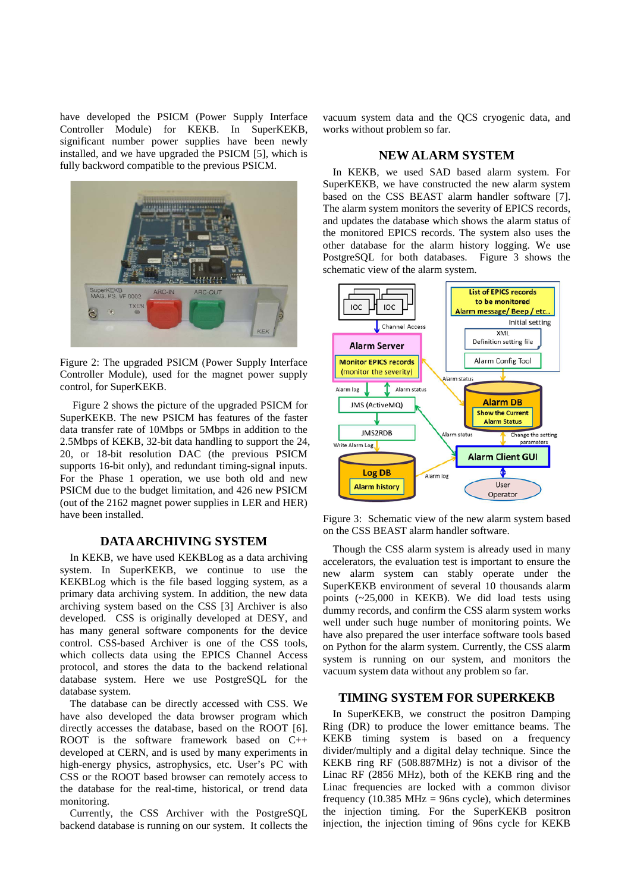have developed the PSICM (Power Supply Interface Controller Module) for KEKB. In SuperKEKB, significant number power supplies have been newly installed, and we have upgraded the PSICM [5], which is fully backword compatible to the previous PSICM.

Figure 2: The upgraded PSICM (Power Supply Interface Controller Module), used for the magnet power supply control, for SuperKEKB.

Figure 2 shows the picture of the upgraded PSICM for SuperKEKB. The new PSICM has features of the faster data transfer rate of 10Mbps or 5Mbps in addition to the 2.5Mbps of KEKB, 32-bit data handling to support the 24, 20, or 18-bit resolution DAC (the previous PSICM supports 16-bit only), and redundant timing-signal inputs. For the Phase 1 operation, we use both old and new PSICM due to the budget limitation, and 426 new PSICM (out of the 2162 magnet power supplies in LER and HER) have been installed.

## DATA ARCHIVING SYSTEM

In KEKB, we have used KEKBLog as a data archiving system. In SuperKEKB, we continue to use the KEKBLog which is the file based logging system, as a primary data archiving system. In addition, the new data archiving system based on the CSS [3] Archiver is also developed. CSS is originally developed at DESY, and has many general software components for the device control. CSS-based Archiver is one of the CSS tools, which collects data using the EPICS Channel Access protocol, and stores the data to the backend relational database system. Here we use PostgreSQL for the database system.

The database can be directly accessed with CSS. We have also developed the data browser program which directly accesses the database, based on the ROOT [6]. ROOT is the software framework based on C++ developed at CERN, and is used by many experiments in high-energy physics, astrophysics, etc. User's PC with CSS or the ROOT based browser can remotely access to the database for the real-time, historical, or trend data monitoring.

Currently, the CSS Archiver with the PostgreSQL backend database is running on our system. It collects the vacuum system data and the QCS cryogenic data, and works without problem so far.

## NEW ALARM SYSTEM

In KEKB, we used SAD based alarm system. For SuperKEKB, we have constructed the new alarm system based on the CSS BEAST alarm handler software [7]. The alarm system monitors the severity of EPICS records, and updates the database which shows the alarm status of the monitored EPICS records. The system also uses the other database for the alarm history logging. We use PostgreSQL for both databases. Figure 3 shows the schematic view of the alarm system.

Figure 3: Schematic view of the new alarm system based on the CSS BEAST alarm handler software.

Though the CSS alarm system is already used in many accelerators, the evaluation test is important to ensure the new alarm system can stably operate under the SuperKEKB environment of several 10 thousands alarm points (~25,000 in KEKB). We did load tests using dummy records, and confirm the CSS alarm system works well under such huge number of monitoring points. We have also prepared the user interface software tools based on Python for the alarm system. Currently, the CSS alarm system is running on our system, and monitors the vacuum system data without any problem so far.

## TIMING SYSTEM FOR SUPERKEKB

In SuperKEKB, we construct the positron Damping Ring (DR) to produce the lower emittance beams. The KEKB timing system is based on a frequency divider/multiply and a digital delay technique. Since the KEKB ring RF (508.887MHz) is not a divisor of the Linac RF (2856 MHz), both of the KEKB ring and the Linac frequencies are locked with a common divisor frequency (10.385 MHz = 96ns cycle), which determines the injection timing. For the SuperKEKB positron injection, the injection timing of 96ns cycle for KEKB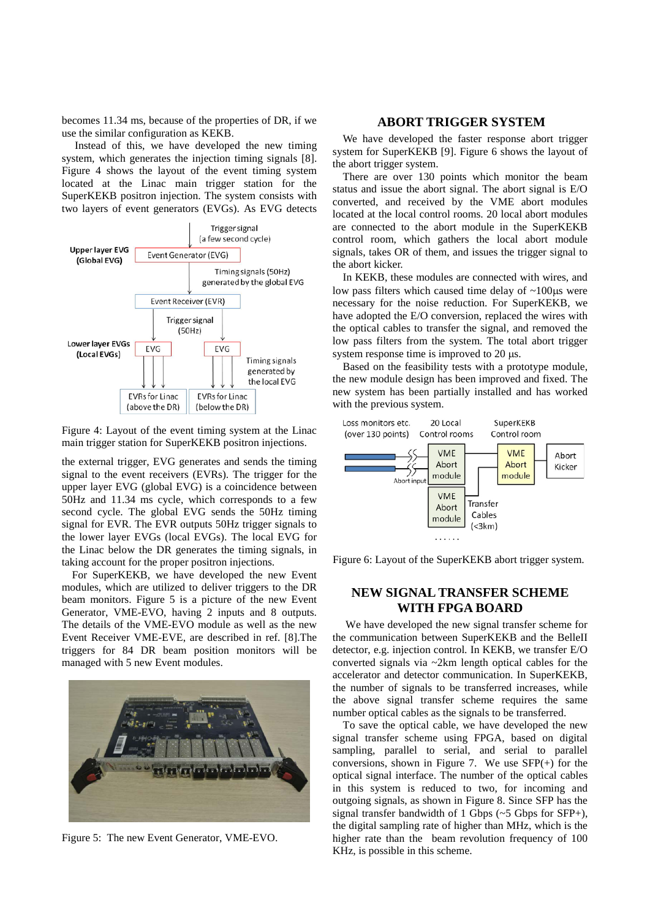becomes 11.34 ms, because of the properties of DR, if we use the similar configuration as KEKB.

Instead of this, we have developed the new timing system, which generates the injection timing signals [8]. Figure 4 shows the layout of the event timing system located at the Linac main trigger station for the SuperKEKB positron injection. The system consists with two layers of event generators (EVGs). As EVG detects

Figure 4: Layout of the event timing system at the Linac main trigger station for SuperKEKB positron injections.

the external trigger, EVG generates and sends the timing signal to the event receivers (EVRs). The trigger for the upper layer EVG (global EVG) is a coincidence between 50Hz and 11.34 ms cycle, which corresponds to a few second cycle. The global EVG sends the 50Hz timing signal for EVR. The EVR outputs 50Hz trigger signals to the lower layer EVGs (local EVGs). The local EVG for the Linac below the DR generates the timing signals, in taking account for the proper positron injections.

For SuperKEKB, we have developed the new Event modules, which are utilized to deliver triggers to the DR beam monitors. Figure 5 is a picture of the new Event Generator, VME-EVO, having 2 inputs and 8 outputs. The details of the VME-EVO module as well as the new Event Receiver VME-EVE, are described in ref. [8].The triggers for 84 DR beam position monitors will be managed with 5 new Event modules.

Figure 5: The new Event Generator, VME-EVO.

## ABORT TRIGGER SYSTEM

We have developed the faster response abort trigger system for SuperKEKB [9]. Figure 6 shows the layout of the abort trigger system.

There are over 130 points which monitor the beam status and issue the abort signal. The abort signal is E/O converted, and received by the VME abort modules located at the local control rooms. 20 local abort modules are connected to the abort module in the SuperKEKB control room, which gathers the local abort module signals, takes OR of them, and issues the trigger signal to the abort kicker.

In KEKB, these modules are connected with wires, and low pass filters which caused time delay of ~100μs were necessary for the noise reduction. For SuperKEKB, we have adopted the E/O conversion, replaced the wires with the optical cables to transfer the signal, and removed the low pass filters from the system. The total abort trigger system response time is improved to 20 μs.

Based on the feasibility tests with a prototype module, the new module design has been improved and fixed. The new system has been partially installed and has worked with the previous system.

Figure 6: Layout of the SuperKEKB abort trigger system.

## NEW SIGNAL TRANSFER SCHEME WITH FPGA BOARD

We have developed the new signal transfer scheme for the communication between SuperKEKB and the BelleII detector, e.g. injection control. In KEKB, we transfer E/O converted signals via ~2km length optical cables for the accelerator and detector communication. In SuperKEKB, the number of signals to be transferred increases, while the above signal transfer scheme requires the same number optical cables as the signals to be transferred.

To save the optical cable, we have developed the new signal transfer scheme using FPGA, based on digital sampling, parallel to serial, and serial to parallel conversions, shown in Figure 7. We use SFP(+) for the optical signal interface. The number of the optical cables in this system is reduced to two, for incoming and outgoing signals, as shown in Figure 8. Since SFP has the signal transfer bandwidth of 1 Gbps (~5 Gbps for SFP+), the digital sampling rate of higher than MHz, which is the higher rate than the beam revolution frequency of 100 KHz, is possible in this scheme.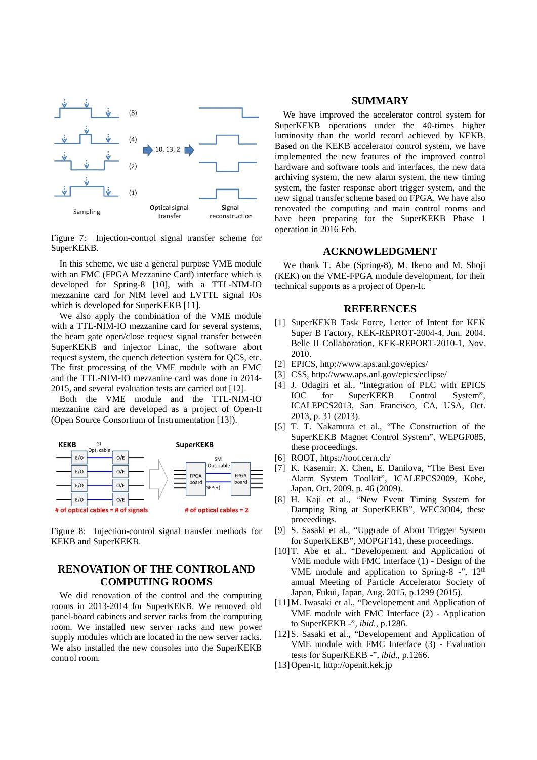(8)

(4)

(2)

(1)

10, 13, 2

Sampling

Optical signal transfer

Signal reconstruction

Figure 7: Injection-control signal transfer scheme for SuperKEKB.

In this scheme, we use a general purpose VME module with an FMC (FPGA Mezzanine Card) interface which is developed for Spring-8 [10], with a TTL-NIM-IO mezzanine card for NIM level and LVTTL signal IOs which is developed for SuperKEKB [11].

We also apply the combination of the VME module with a TTL-NIM-IO mezzanine card for several systems, the beam gate open/close request signal transfer between SuperKEKB and injector Linac, the software abort request system, the quench detection system for QCS, etc. The first processing of the VME module with an FMC and the TTL-NIM-IO mezzanine card was done in 2014-2015, and several evaluation tests are carried out [12].

Both the VME module and the TTL-NIM-IO mezzanine card are developed as a project of Open-It (Open Source Consortium of Instrumentation [13]).

KEKB

GI Opt. cable

E/O O/E

E/O O/E

E/O O/E

E/O O/E

# of optical cables = # of signals

SuperKEKB

SM Opt. cable

FPGA board

FPGA board

SFP(+)

# of optical cables = 2

Figure 8: Injection-control signal transfer methods for KEKB and SuperKEKB.

## RENOVATION OF THE CONTROL AND COMPUTING ROOMS

We did renovation of the control and the computing rooms in 2013-2014 for SuperKEKB. We removed old panel-board cabinets and server racks from the computing room. We installed new server racks and new power supply modules which are located in the new server racks. We also installed the new consoles into the SuperKEKB control room.

## SUMMARY

We have improved the accelerator control system for SuperKEKB operations under the 40-times higher luminosity than the world record achieved by KEKB. Based on the KEKB accelerator control system, we have implemented the new features of the improved control hardware and software tools and interfaces, the new data archiving system, the new alarm system, the new timing system, the faster response abort trigger system, and the new signal transfer scheme based on FPGA. We have also renovated the computing and main control rooms and have been preparing for the SuperKEKB Phase 1 operation in 2016 Feb.

## ACKNOWLEDGMENT

We thank T. Abe (Spring-8), M. Ikeno and M. Shoji (KEK) on the VME-FPGA module development, for their technical supports as a project of Open-It.

## REFERENCES

[1] SuperKEKB Task Force, Letter of Intent for KEK Super B Factory, KEK-REPROT-2004-4, Jun. 2004. Belle II Collaboration, KEK-REPORT-2010-1, Nov. 2010.

[2] EPICS, http://www.aps.anl.gov/epics/

[3] CSS, http://www.aps.anl.gov/epics/eclipse/

[4] J. Odagiri et al., "Integration of PLC with EPICS IOC for SuperKEKB Control System", ICALEPCS2013, San Francisco, CA, USA, Oct. 2013, p. 31 (2013).

[5] T. T. Nakamura et al., "The Construction of the SuperKEKB Magnet Control System", WEPGF085, these proceedings.

[6] ROOT, https://root.cern.ch/

[7] K. Kasemir, X. Chen, E. Danilova, "The Best Ever Alarm System Toolkit", ICALEPCS2009, Kobe, Japan, Oct. 2009, p. 46 (2009).

[8] H. Kaji et al., "New Event Timing System for Damping Ring at SuperKEKB", WEC3O04, these proceedings.

[9] S. Sasaki et al., "Upgrade of Abort Trigger System for SuperKEKB", MOPGF141, these proceedings.

[10] T. Abe et al., "Developement and Application of VME module with FMC Interface (1) - Design of the VME module and application to Spring-8 -", 12th annual Meeting of Particle Accelerator Society of Japan, Fukui, Japan, Aug. 2015, p.1299 (2015).

[11] M. Iwasaki et al., "Developement and Application of VME module with FMC Interface (2) - Application to SuperKEKB -", *ibid.*, p.1286.

[12] S. Sasaki et al., "Developement and Application of VME module with FMC Interface (3) - Evaluation tests for SuperKEKB -", *ibid.*, p.1266.

[13] Open-It, http://openit.kek.jp